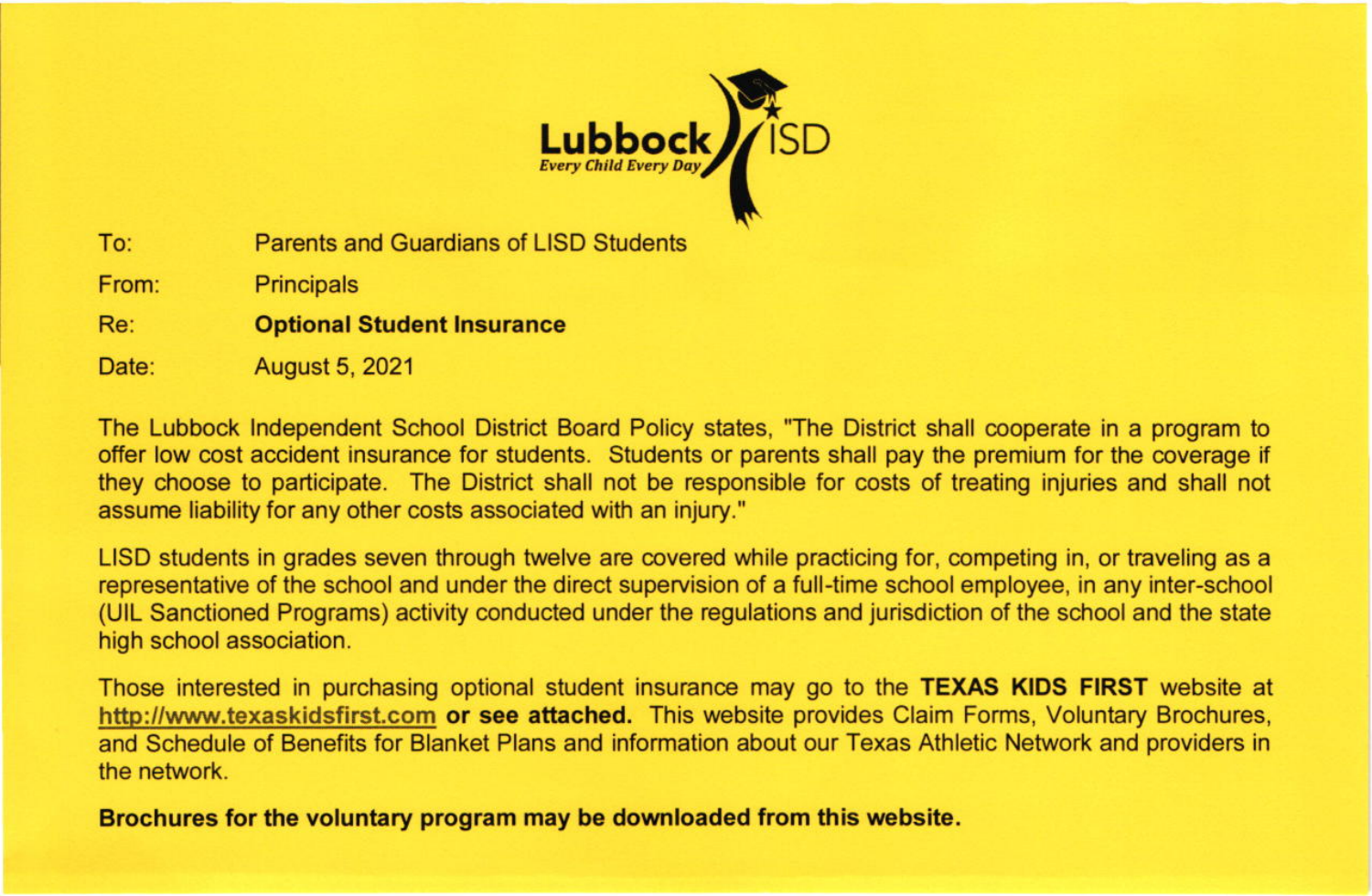Lubbock ISD
*Every Child Every Day*

To: Parents and Guardians of LISD Students

From: Principals

Re: **Optional Student Insurance**

Date: August 5, 2021

The Lubbock Independent School District Board Policy states, "The District shall cooperate in a program to offer low cost accident insurance for students. Students or parents shall pay the premium for the coverage if they choose to participate. The District shall not be responsible for costs of treating injuries and shall not assume liability for any other costs associated with an injury."

LISD students in grades seven through twelve are covered while practicing for, competing in, or traveling as a representative of the school and under the direct supervision of a full-time school employee, in any inter-school (UIL Sanctioned Programs) activity conducted under the regulations and jurisdiction of the school and the state high school association.

Those interested in purchasing optional student insurance may go to the **TEXAS KIDS FIRST** website at http://www.texaskidsfirst.com **or see attached.** This website provides Claim Forms, Voluntary Brochures, and Schedule of Benefits for Blanket Plans and information about our Texas Athletic Network and providers in the network.

**Brochures for the voluntary program may be downloaded from this website.**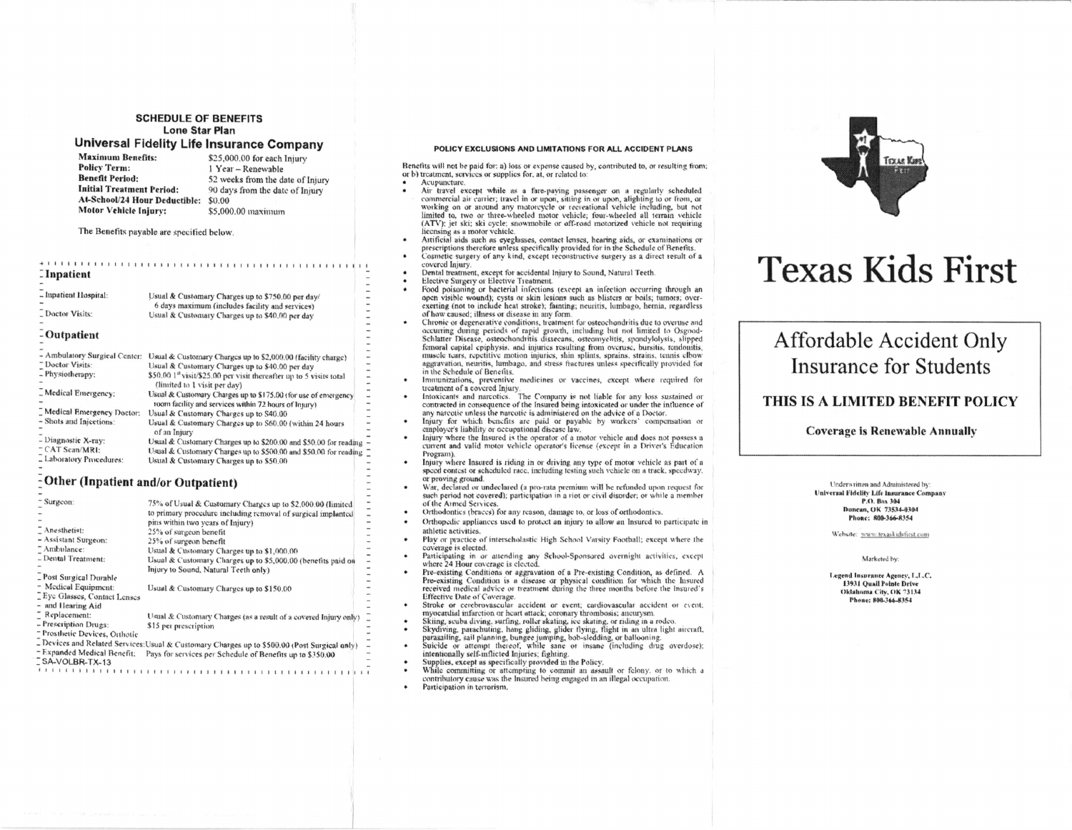## SCHEDULE OF BENEFITS
### Lone Star Plan
### Universal Fidelity Life Insurance Company

| | |
|---|---|
| **Maximum Benefits:** | $25,000.00 for each Injury |
| **Policy Term:** | 1 Year – Renewable |
| **Benefit Period:** | 52 weeks from the date of Injury |
| **Initial Treatment Period:** | 90 days from the date of Injury |
| **At-School/24 Hour Deductible:** | $0.00 |
| **Motor Vehicle Injury:** | $5,000.00 maximum |

The Benefits payable are specified below.

### Inpatient

| | |
|---|---|
| Inpatient Hospital: | Usual & Customary Charges up to $750.00 per day/ 6 days maximum (includes facility and services) |
| Doctor Visits: | Usual & Customary Charges up to $40.00 per day |

### Outpatient

| | |
|---|---|
| Ambulatory Surgical Center: | Usual & Customary Charges up to $2,000.00 (facility charge) |
| Doctor Visits: | Usual & Customary Charges up to $40.00 per day |
| Physiotherapy: | $50.00 1st visit/$25.00 per visit thereafter up to 5 visits total (limited to 1 visit per day) |
| Medical Emergency: | Usual & Customary Charges up to $175.00 (for use of emergency room facility and services within 72 hours of Injury) |
| Medical Emergency Doctor: | Usual & Customary Charges up to $40.00 |
| Shots and Injections: | Usual & Customary Charges up to $60.00 (within 24 hours of an Injury |
| Diagnostic X-ray: | Usual & Customary Charges up to $200.00 and $50.00 for reading |
| CAT Scan/MRI: | Usual & Customary Charges up to $500.00 and $50.00 for reading |
| Laboratory Procedures: | Usual & Customary Charges up to $50.00 |

### Other (Inpatient and/or Outpatient)

| | |
|---|---|
| Surgeon: | 75% of Usual & Customary Charges up to $2,000.00 (limited to primary procedure including removal of surgical implanted pins within two years of Injury) |
| Anesthetist: | 25% of surgeon benefit |
| Assistant Surgeon: | 25% of surgeon benefit |
| Ambulance: | Usual & Customary Charges up to $1,000.00 |
| Dental Treatment: | Usual & Customary Charges up to $5,000.00 (benefits paid on Injury to Sound, Natural Teeth only) |
| Post Surgical Durable Medical Equipment: | Usual & Customary Charges up to $150.00 |
| Eye Glasses, Contact Lenses and Hearing Aid Replacement: | Usual & Customary Charges (as a result of a covered Injury only) |
| Prescription Drugs: | $15 per prescription |
| Prosthetic Devices, Orthotic Devices and Related Services: | Usual & Customary Charges up to $500.00 (Post Surgical only) |
| Expanded Medical Benefit: | Pays for services per Schedule of Benefits up to $350.00 |

SA-VOLBR-TX-13

## POLICY EXCLUSIONS AND LIMITATIONS FOR ALL ACCIDENT PLANS

Benefits will not be paid for: a) loss or expense caused by, contributed to, or resulting from; or b) treatment, services or supplies for, at, or related to:

- Acupuncture.
- Air travel except while as a fare-paying passenger on a regularly scheduled commercial air carrier; travel in or upon, sitting in or upon, alighting to or from, or working on or around any motorcycle or recreational vehicle including, but not limited to, two or three-wheeled motor vehicle; four-wheeled all terrain vehicle (ATV); jet ski; ski cycle; snowmobile or off-road motorized vehicle not requiring licensing as a motor vehicle.
- Artificial aids such as eyeglasses, contact lenses, hearing aids, or examinations or prescriptions therefore unless specifically provided for in the Schedule of Benefits.
- Cosmetic surgery of any kind, except reconstructive surgery as a direct result of a covered Injury.
- Dental treatment, except for accidental Injury to Sound, Natural Teeth.
- Elective Surgery or Elective Treatment.
- Food poisoning or bacterial infections (except an infection occurring through an open visible wound); cysts or skin lesions such as blisters or boils; tumors; over-exerting (not to include heat stroke); fainting; neuritis, lumbago, hernia, regardless of how caused; illness or disease in any form.
- Chronic or degenerative conditions, treatment for osteochondritis due to overuse and occurring during periods of rapid growth, including but not limited to Osgood-Schlatter Disease, osteochondritis dissecans, osteomyelitis, spondylolysis, slipped femoral capital epiphysis, and injuries resulting from overuse, bursitis, tendonitis, muscle tears, repetitive motion injuries, shin splints, sprains, strains, tennis elbow aggravation, neuritis, lumbago, and stress fractures unless specifically provided for in the Schedule of Benefits.
- Immunizations, preventive medicines or vaccines, except where required for treatment of a covered Injury.
- Intoxicants and narcotics. The Company is not liable for any loss sustained or contracted in consequence of the Insured being intoxicated or under the influence of any narcotic unless the narcotic is administered on the advice of a Doctor.
- Injury for which benefits are paid or payable by workers' compensation or employer's liability or occupational disease law.
- Injury where the Insured is the operator of a motor vehicle and does not possess a current and valid motor vehicle operator's license (except in a Driver's Education Program).
- Injury where Insured is riding in or driving any type of motor vehicle as part of a speed contest or scheduled race, including testing such vehicle on a track, speedway, or proving ground.
- War, declared or undeclared (a pro-rata premium will be refunded upon request for such period not covered); participation in a riot or civil disorder; or while a member of the Armed Services.
- Orthodontics (braces) for any reason, damage to, or loss of orthodontics.
- Orthopedic appliances used to protect an injury to allow an Insured to participate in athletic activities.
- Play or practice of interscholastic High School Varsity Football; except where the coverage is elected.
- Participating in or attending any School-Sponsored overnight activities, except where 24 Hour coverage is elected.
- Pre-existing Conditions or aggravation of a Pre-existing Condition, as defined. A Pre-existing Condition is a disease or physical condition for which the Insured received medical advice or treatment during the three months before the Insured's Effective Date of Coverage.
- Stroke or cerebrovascular accident or event; cardiovascular accident or event; myocardial infarction or heart attack; coronary thrombosis; aneurysm.
- Skiing, scuba diving, surfing, roller skating, ice skating, or riding in a rodeo.
- Skydiving, parachuting, hang gliding, glider flying, flight in an ultra light aircraft, parasailing, sail planning, bungee jumping, bob-sledding, or ballooning.
- Suicide or attempt thereof, while sane or insane (including drug overdose); intentionally self-inflicted Injuries; fighting.
- Supplies, except as specifically provided in the Policy.
- While committing or attempting to commit an assault or felony, or to which a contributory cause was the Insured being engaged in an illegal occupation.
- Participation in terrorism.

# Texas Kids First

## Affordable Accident Only Insurance for Students

### THIS IS A LIMITED BENEFIT POLICY

**Coverage is Renewable Annually**

Underwritten and Administered by:
**Universal Fidelity Life Insurance Company**
**P.O. Box 304**
**Duncan, OK 73534-0304**
**Phone: 800-366-8354**

Website: www.texaskidsfirst.com

Marketed by:

**Legend Insurance Agency, L.L.C.**
**13931 Quail Pointe Drive**
**Oklahoma City, OK 73134**
**Phone: 800-366-8354**